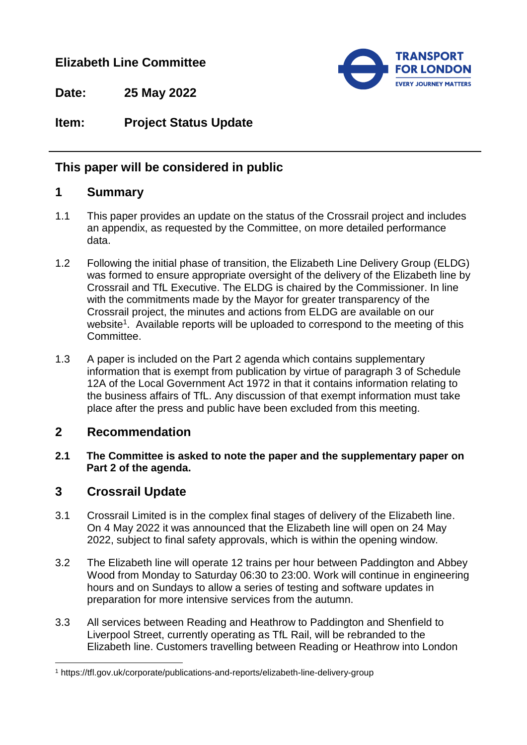**Elizabeth Line Committee**

**Date:** 25 May 2022

**Item:** Project Status Update

---

## This paper will be considered in public

## 1 Summary

1.1 This paper provides an update on the status of the Crossrail project and includes an appendix, as requested by the Committee, on more detailed performance data.

1.2 Following the initial phase of transition, the Elizabeth Line Delivery Group (ELDG) was formed to ensure appropriate oversight of the delivery of the Elizabeth line by Crossrail and TfL Executive. The ELDG is chaired by the Commissioner. In line with the commitments made by the Mayor for greater transparency of the Crossrail project, the minutes and actions from ELDG are available on our website[1]. Available reports will be uploaded to correspond to the meeting of this Committee.

1.3 A paper is included on the Part 2 agenda which contains supplementary information that is exempt from publication by virtue of paragraph 3 of Schedule 12A of the Local Government Act 1972 in that it contains information relating to the business affairs of TfL. Any discussion of that exempt information must take place after the press and public have been excluded from this meeting.

## 2 Recommendation

**2.1 The Committee is asked to note the paper and the supplementary paper on Part 2 of the agenda.**

## 3 Crossrail Update

3.1 Crossrail Limited is in the complex final stages of delivery of the Elizabeth line. On 4 May 2022 it was announced that the Elizabeth line will open on 24 May 2022, subject to final safety approvals, which is within the opening window.

3.2 The Elizabeth line will operate 12 trains per hour between Paddington and Abbey Wood from Monday to Saturday 06:30 to 23:00. Work will continue in engineering hours and on Sundays to allow a series of testing and software updates in preparation for more intensive services from the autumn.

3.3 All services between Reading and Heathrow to Paddington and Shenfield to Liverpool Street, currently operating as TfL Rail, will be rebranded to the Elizabeth line. Customers travelling between Reading or Heathrow into London

---

[1] https://tfl.gov.uk/corporate/publications-and-reports/elizabeth-line-delivery-group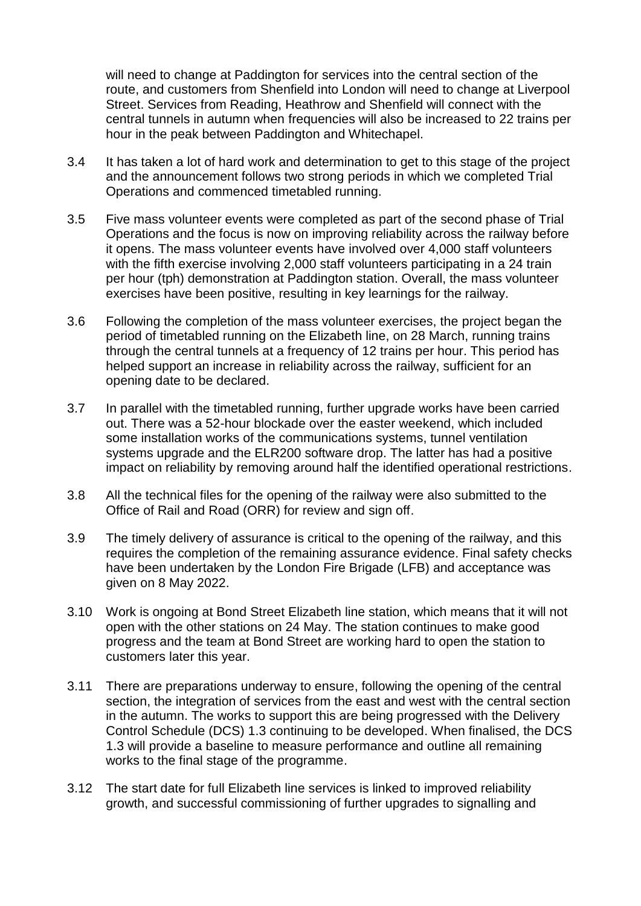will need to change at Paddington for services into the central section of the route, and customers from Shenfield into London will need to change at Liverpool Street. Services from Reading, Heathrow and Shenfield will connect with the central tunnels in autumn when frequencies will also be increased to 22 trains per hour in the peak between Paddington and Whitechapel.

3.4 It has taken a lot of hard work and determination to get to this stage of the project and the announcement follows two strong periods in which we completed Trial Operations and commenced timetabled running.

3.5 Five mass volunteer events were completed as part of the second phase of Trial Operations and the focus is now on improving reliability across the railway before it opens. The mass volunteer events have involved over 4,000 staff volunteers with the fifth exercise involving 2,000 staff volunteers participating in a 24 train per hour (tph) demonstration at Paddington station. Overall, the mass volunteer exercises have been positive, resulting in key learnings for the railway.

3.6 Following the completion of the mass volunteer exercises, the project began the period of timetabled running on the Elizabeth line, on 28 March, running trains through the central tunnels at a frequency of 12 trains per hour. This period has helped support an increase in reliability across the railway, sufficient for an opening date to be declared.

3.7 In parallel with the timetabled running, further upgrade works have been carried out. There was a 52-hour blockade over the easter weekend, which included some installation works of the communications systems, tunnel ventilation systems upgrade and the ELR200 software drop. The latter has had a positive impact on reliability by removing around half the identified operational restrictions.

3.8 All the technical files for the opening of the railway were also submitted to the Office of Rail and Road (ORR) for review and sign off.

3.9 The timely delivery of assurance is critical to the opening of the railway, and this requires the completion of the remaining assurance evidence. Final safety checks have been undertaken by the London Fire Brigade (LFB) and acceptance was given on 8 May 2022.

3.10 Work is ongoing at Bond Street Elizabeth line station, which means that it will not open with the other stations on 24 May. The station continues to make good progress and the team at Bond Street are working hard to open the station to customers later this year.

3.11 There are preparations underway to ensure, following the opening of the central section, the integration of services from the east and west with the central section in the autumn. The works to support this are being progressed with the Delivery Control Schedule (DCS) 1.3 continuing to be developed. When finalised, the DCS 1.3 will provide a baseline to measure performance and outline all remaining works to the final stage of the programme.

3.12 The start date for full Elizabeth line services is linked to improved reliability growth, and successful commissioning of further upgrades to signalling and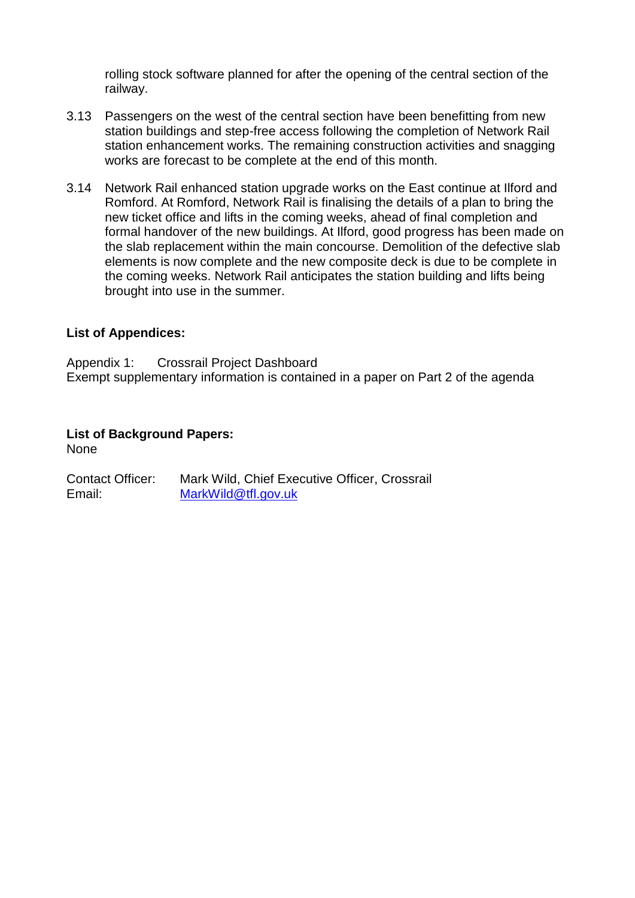rolling stock software planned for after the opening of the central section of the railway.

3.13 Passengers on the west of the central section have been benefitting from new station buildings and step-free access following the completion of Network Rail station enhancement works. The remaining construction activities and snagging works are forecast to be complete at the end of this month.

3.14 Network Rail enhanced station upgrade works on the East continue at Ilford and Romford. At Romford, Network Rail is finalising the details of a plan to bring the new ticket office and lifts in the coming weeks, ahead of final completion and formal handover of the new buildings. At Ilford, good progress has been made on the slab replacement within the main concourse. Demolition of the defective slab elements is now complete and the new composite deck is due to be complete in the coming weeks. Network Rail anticipates the station building and lifts being brought into use in the summer.

**List of Appendices:**

Appendix 1: Crossrail Project Dashboard
Exempt supplementary information is contained in a paper on Part 2 of the agenda

**List of Background Papers:**
None

Contact Officer: Mark Wild, Chief Executive Officer, Crossrail
Email: MarkWild@tfl.gov.uk